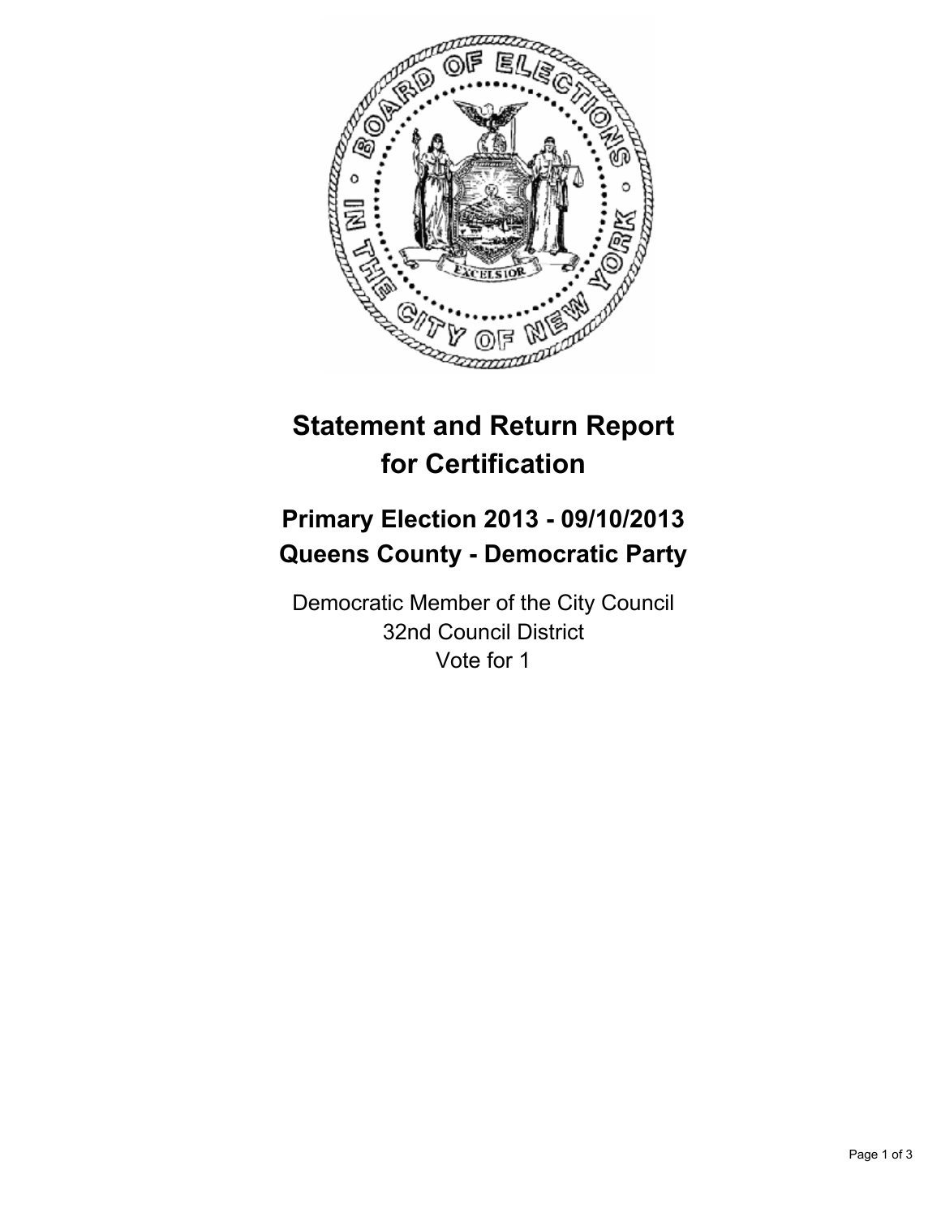# Statement and Return Report for Certification

## Primary Election 2013 - 09/10/2013
## Queens County - Democratic Party

Democratic Member of the City Council
32nd Council District
Vote for 1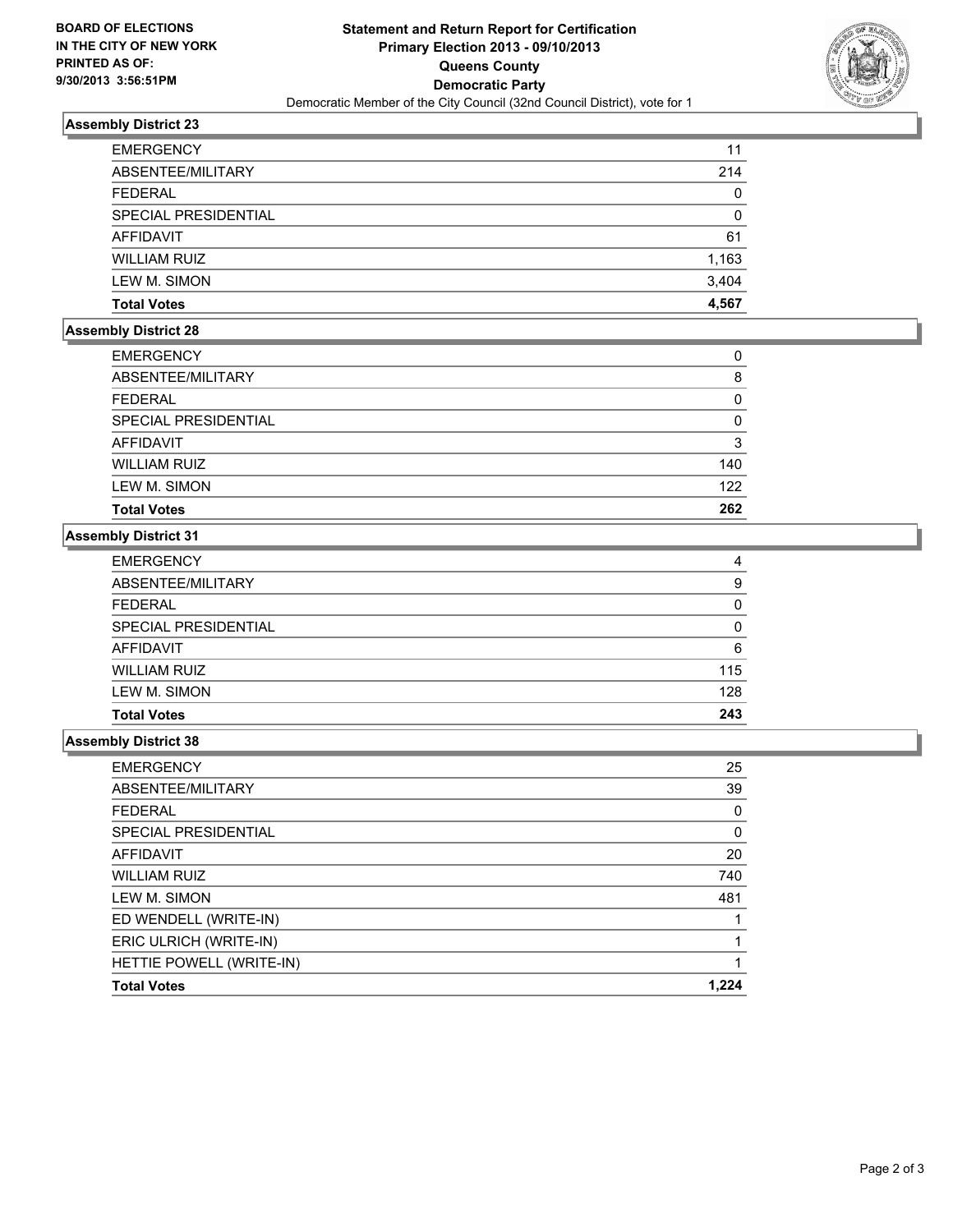BOARD OF ELECTIONS
IN THE CITY OF NEW YORK
PRINTED AS OF:
9/30/2013 3:56:51PM

**Statement and Return Report for Certification**
**Primary Election 2013 - 09/10/2013**
**Queens County**
**Democratic Party**
Democratic Member of the City Council (32nd Council District), vote for 1

### Assembly District 23

| | |
|---|---|
| EMERGENCY | 11 |
| ABSENTEE/MILITARY | 214 |
| FEDERAL | 0 |
| SPECIAL PRESIDENTIAL | 0 |
| AFFIDAVIT | 61 |
| WILLIAM RUIZ | 1,163 |
| LEW M. SIMON | 3,404 |
| **Total Votes** | **4,567** |

### Assembly District 28

| | |
|---|---|
| EMERGENCY | 0 |
| ABSENTEE/MILITARY | 8 |
| FEDERAL | 0 |
| SPECIAL PRESIDENTIAL | 0 |
| AFFIDAVIT | 3 |
| WILLIAM RUIZ | 140 |
| LEW M. SIMON | 122 |
| **Total Votes** | **262** |

### Assembly District 31

| | |
|---|---|
| EMERGENCY | 4 |
| ABSENTEE/MILITARY | 9 |
| FEDERAL | 0 |
| SPECIAL PRESIDENTIAL | 0 |
| AFFIDAVIT | 6 |
| WILLIAM RUIZ | 115 |
| LEW M. SIMON | 128 |
| **Total Votes** | **243** |

### Assembly District 38

| | |
|---|---|
| EMERGENCY | 25 |
| ABSENTEE/MILITARY | 39 |
| FEDERAL | 0 |
| SPECIAL PRESIDENTIAL | 0 |
| AFFIDAVIT | 20 |
| WILLIAM RUIZ | 740 |
| LEW M. SIMON | 481 |
| ED WENDELL (WRITE-IN) | 1 |
| ERIC ULRICH (WRITE-IN) | 1 |
| HETTIE POWELL (WRITE-IN) | 1 |
| **Total Votes** | **1,224** |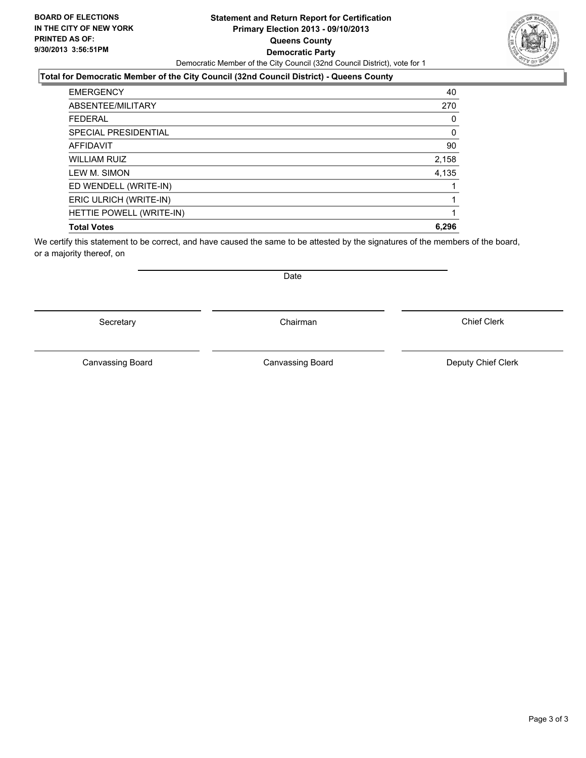**BOARD OF ELECTIONS IN THE CITY OF NEW YORK PRINTED AS OF: 9/30/2013 3:56:51PM**

# Statement and Return Report for Certification
## Primary Election 2013 - 09/10/2013
## Queens County
## Democratic Party

Democratic Member of the City Council (32nd Council District), vote for 1

### Total for Democratic Member of the City Council (32nd Council District) - Queens County

| | |
|---|---|
| EMERGENCY | 40 |
| ABSENTEE/MILITARY | 270 |
| FEDERAL | 0 |
| SPECIAL PRESIDENTIAL | 0 |
| AFFIDAVIT | 90 |
| WILLIAM RUIZ | 2,158 |
| LEW M. SIMON | 4,135 |
| ED WENDELL (WRITE-IN) | 1 |
| ERIC ULRICH (WRITE-IN) | 1 |
| HETTIE POWELL (WRITE-IN) | 1 |
| **Total Votes** | **6,296** |

We certify this statement to be correct, and have caused the same to be attested by the signatures of the members of the board, or a majority thereof, on

Date

Secretary

Chairman

Chief Clerk

Canvassing Board

Canvassing Board

Deputy Chief Clerk